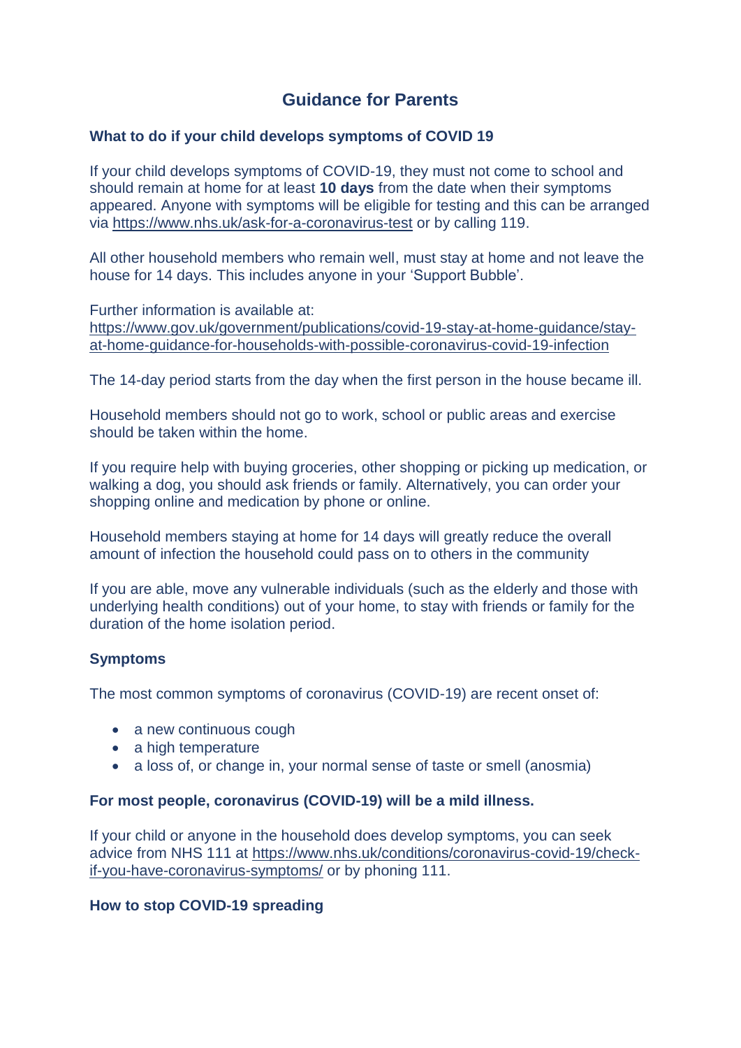# Guidance for Parents

## What to do if your child develops symptoms of COVID 19

If your child develops symptoms of COVID-19, they must not come to school and should remain at home for at least **10 days** from the date when their symptoms appeared. Anyone with symptoms will be eligible for testing and this can be arranged via https://www.nhs.uk/ask-for-a-coronavirus-test or by calling 119.

All other household members who remain well, must stay at home and not leave the house for 14 days. This includes anyone in your 'Support Bubble'.

Further information is available at:
https://www.gov.uk/government/publications/covid-19-stay-at-home-guidance/stay-at-home-guidance-for-households-with-possible-coronavirus-covid-19-infection

The 14-day period starts from the day when the first person in the house became ill.

Household members should not go to work, school or public areas and exercise should be taken within the home.

If you require help with buying groceries, other shopping or picking up medication, or walking a dog, you should ask friends or family. Alternatively, you can order your shopping online and medication by phone or online.

Household members staying at home for 14 days will greatly reduce the overall amount of infection the household could pass on to others in the community

If you are able, move any vulnerable individuals (such as the elderly and those with underlying health conditions) out of your home, to stay with friends or family for the duration of the home isolation period.

## Symptoms

The most common symptoms of coronavirus (COVID-19) are recent onset of:

- a new continuous cough
- a high temperature
- a loss of, or change in, your normal sense of taste or smell (anosmia)

**For most people, coronavirus (COVID-19) will be a mild illness.**

If your child or anyone in the household does develop symptoms, you can seek advice from NHS 111 at https://www.nhs.uk/conditions/coronavirus-covid-19/check-if-you-have-coronavirus-symptoms/ or by phoning 111.

## How to stop COVID-19 spreading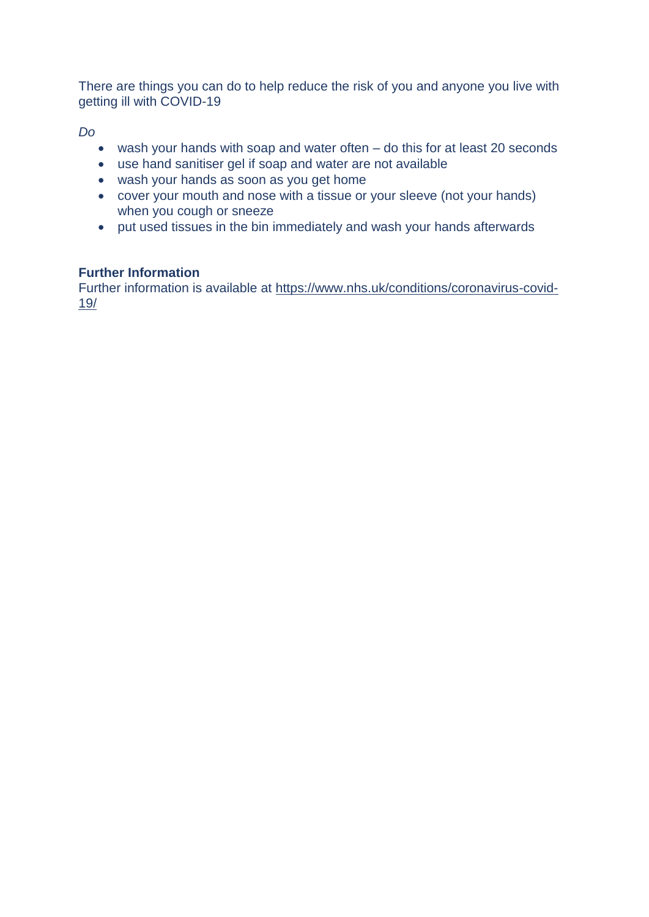There are things you can do to help reduce the risk of you and anyone you live with getting ill with COVID-19

*Do*

- wash your hands with soap and water often – do this for at least 20 seconds
- use hand sanitiser gel if soap and water are not available
- wash your hands as soon as you get home
- cover your mouth and nose with a tissue or your sleeve (not your hands) when you cough or sneeze
- put used tissues in the bin immediately and wash your hands afterwards

**Further Information**

Further information is available at https://www.nhs.uk/conditions/coronavirus-covid-19/